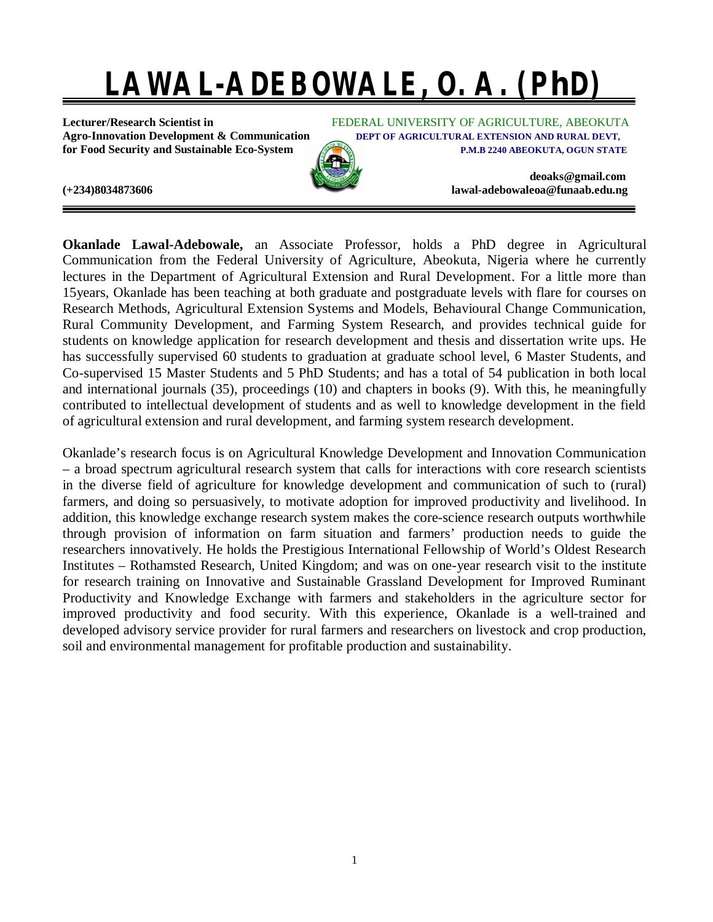# LAWAL-ADEBOWALE, O. A. (PhD)

**Lecturer/Research Scientist in**
**Agro-Innovation Development & Communication**
**for Food Security and Sustainable Eco-System**

FEDERAL UNIVERSITY OF AGRICULTURE, ABEOKUTA
**DEPT OF AGRICULTURAL EXTENSION AND RURAL DEVT,**
**P.M.B 2240 ABEOKUTA, OGUN STATE**

**deoaks@gmail.com**
**lawal-adebowaleoa@funaab.edu.ng**

**(+234)8034873606**

---

**Okanlade Lawal-Adebowale,** an Associate Professor, holds a PhD degree in Agricultural Communication from the Federal University of Agriculture, Abeokuta, Nigeria where he currently lectures in the Department of Agricultural Extension and Rural Development. For a little more than 15years, Okanlade has been teaching at both graduate and postgraduate levels with flare for courses on Research Methods, Agricultural Extension Systems and Models, Behavioural Change Communication, Rural Community Development, and Farming System Research, and provides technical guide for students on knowledge application for research development and thesis and dissertation write ups. He has successfully supervised 60 students to graduation at graduate school level, 6 Master Students, and Co-supervised 15 Master Students and 5 PhD Students; and has a total of 54 publication in both local and international journals (35), proceedings (10) and chapters in books (9). With this, he meaningfully contributed to intellectual development of students and as well to knowledge development in the field of agricultural extension and rural development, and farming system research development.

Okanlade's research focus is on Agricultural Knowledge Development and Innovation Communication – a broad spectrum agricultural research system that calls for interactions with core research scientists in the diverse field of agriculture for knowledge development and communication of such to (rural) farmers, and doing so persuasively, to motivate adoption for improved productivity and livelihood. In addition, this knowledge exchange research system makes the core-science research outputs worthwhile through provision of information on farm situation and farmers' production needs to guide the researchers innovatively. He holds the Prestigious International Fellowship of World's Oldest Research Institutes – Rothamsted Research, United Kingdom; and was on one-year research visit to the institute for research training on Innovative and Sustainable Grassland Development for Improved Ruminant Productivity and Knowledge Exchange with farmers and stakeholders in the agriculture sector for improved productivity and food security. With this experience, Okanlade is a well-trained and developed advisory service provider for rural farmers and researchers on livestock and crop production, soil and environmental management for profitable production and sustainability.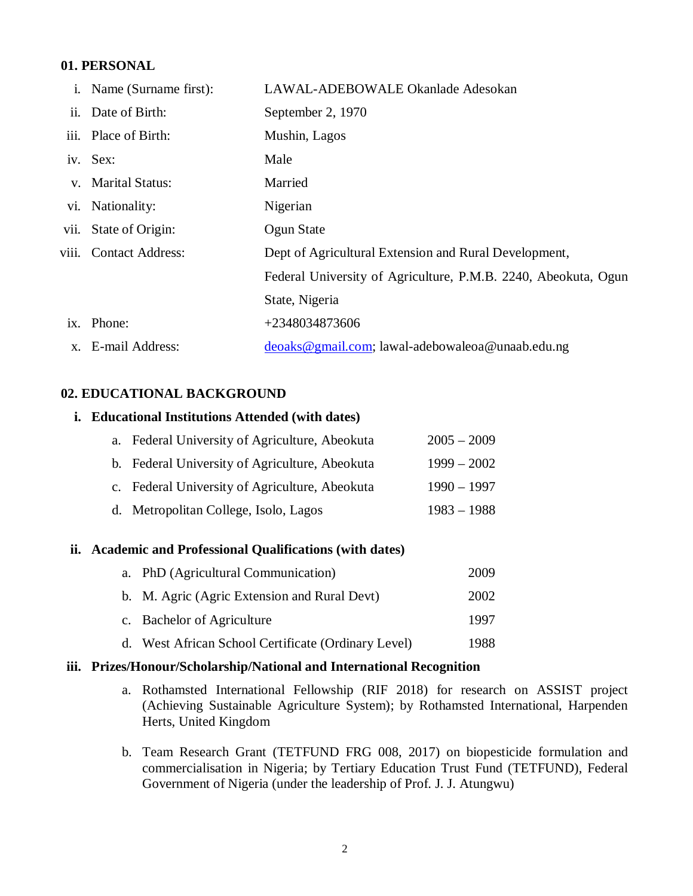## 01. PERSONAL

| | | |
|---|---|---|
| i. | Name (Surname first): | LAWAL-ADEBOWALE Okanlade Adesokan |
| ii. | Date of Birth: | September 2, 1970 |
| iii. | Place of Birth: | Mushin, Lagos |
| iv. | Sex: | Male |
| v. | Marital Status: | Married |
| vi. | Nationality: | Nigerian |
| vii. | State of Origin: | Ogun State |
| viii. | Contact Address: | Dept of Agricultural Extension and Rural Development, Federal University of Agriculture, P.M.B. 2240, Abeokuta, Ogun State, Nigeria |
| ix. | Phone: | +2348034873606 |
| x. | E-mail Address: | deoaks@gmail.com; lawal-adebowaleoa@unaab.edu.ng |

## 02. EDUCATIONAL BACKGROUND

### i. Educational Institutions Attended (with dates)

| | | |
|---|---|---|
| a. | Federal University of Agriculture, Abeokuta | 2005 – 2009 |
| b. | Federal University of Agriculture, Abeokuta | 1999 – 2002 |
| c. | Federal University of Agriculture, Abeokuta | 1990 – 1997 |
| d. | Metropolitan College, Isolo, Lagos | 1983 – 1988 |

### ii. Academic and Professional Qualifications (with dates)

| | | |
|---|---|---|
| a. | PhD (Agricultural Communication) | 2009 |
| b. | M. Agric (Agric Extension and Rural Devt) | 2002 |
| c. | Bachelor of Agriculture | 1997 |
| d. | West African School Certificate (Ordinary Level) | 1988 |

### iii. Prizes/Honour/Scholarship/National and International Recognition

a. Rothamsted International Fellowship (RIF 2018) for research on ASSIST project (Achieving Sustainable Agriculture System); by Rothamsted International, Harpenden Herts, United Kingdom

b. Team Research Grant (TETFUND FRG 008, 2017) on biopesticide formulation and commercialisation in Nigeria; by Tertiary Education Trust Fund (TETFUND), Federal Government of Nigeria (under the leadership of Prof. J. J. Atungwu)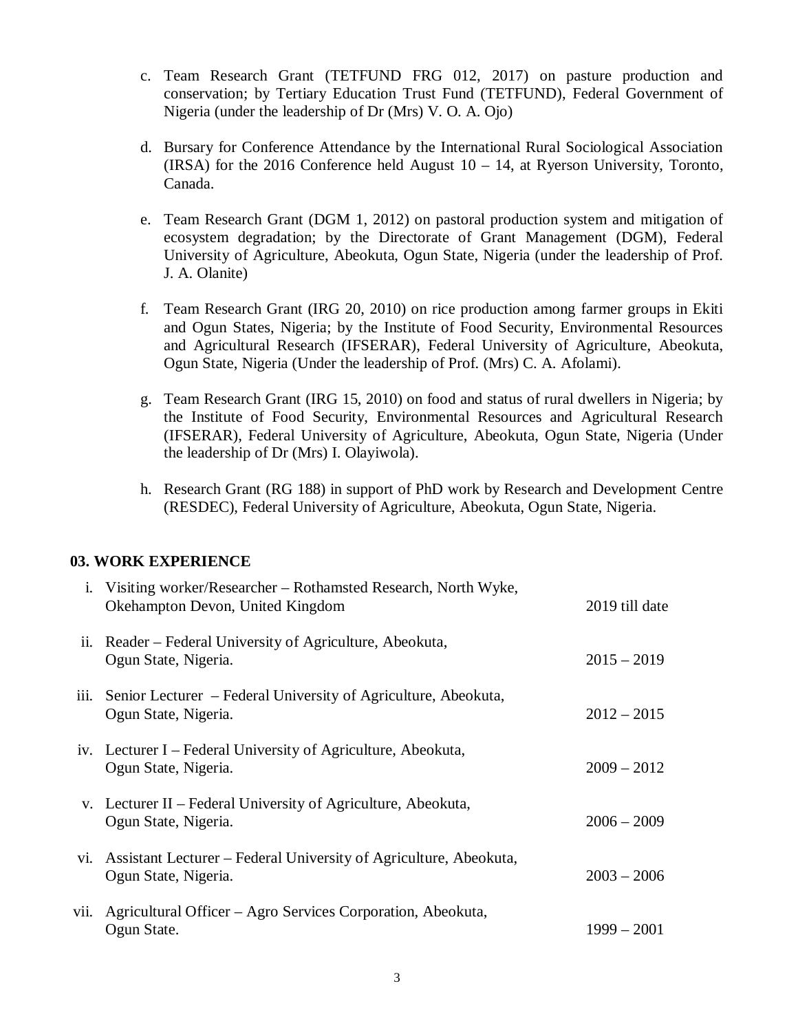c. Team Research Grant (TETFUND FRG 012, 2017) on pasture production and conservation; by Tertiary Education Trust Fund (TETFUND), Federal Government of Nigeria (under the leadership of Dr (Mrs) V. O. A. Ojo)

d. Bursary for Conference Attendance by the International Rural Sociological Association (IRSA) for the 2016 Conference held August 10 – 14, at Ryerson University, Toronto, Canada.

e. Team Research Grant (DGM 1, 2012) on pastoral production system and mitigation of ecosystem degradation; by the Directorate of Grant Management (DGM), Federal University of Agriculture, Abeokuta, Ogun State, Nigeria (under the leadership of Prof. J. A. Olanite)

f. Team Research Grant (IRG 20, 2010) on rice production among farmer groups in Ekiti and Ogun States, Nigeria; by the Institute of Food Security, Environmental Resources and Agricultural Research (IFSERAR), Federal University of Agriculture, Abeokuta, Ogun State, Nigeria (Under the leadership of Prof. (Mrs) C. A. Afolami).

g. Team Research Grant (IRG 15, 2010) on food and status of rural dwellers in Nigeria; by the Institute of Food Security, Environmental Resources and Agricultural Research (IFSERAR), Federal University of Agriculture, Abeokuta, Ogun State, Nigeria (Under the leadership of Dr (Mrs) I. Olayiwola).

h. Research Grant (RG 188) in support of PhD work by Research and Development Centre (RESDEC), Federal University of Agriculture, Abeokuta, Ogun State, Nigeria.

## 03. WORK EXPERIENCE

| | Position | Period |
|---|---|---|
| i. | Visiting worker/Researcher – Rothamsted Research, North Wyke, Okehampton Devon, United Kingdom | 2019 till date |
| ii. | Reader – Federal University of Agriculture, Abeokuta, Ogun State, Nigeria. | 2015 – 2019 |
| iii. | Senior Lecturer – Federal University of Agriculture, Abeokuta, Ogun State, Nigeria. | 2012 – 2015 |
| iv. | Lecturer I – Federal University of Agriculture, Abeokuta, Ogun State, Nigeria. | 2009 – 2012 |
| v. | Lecturer II – Federal University of Agriculture, Abeokuta, Ogun State, Nigeria. | 2006 – 2009 |
| vi. | Assistant Lecturer – Federal University of Agriculture, Abeokuta, Ogun State, Nigeria. | 2003 – 2006 |
| vii. | Agricultural Officer – Agro Services Corporation, Abeokuta, Ogun State. | 1999 – 2001 |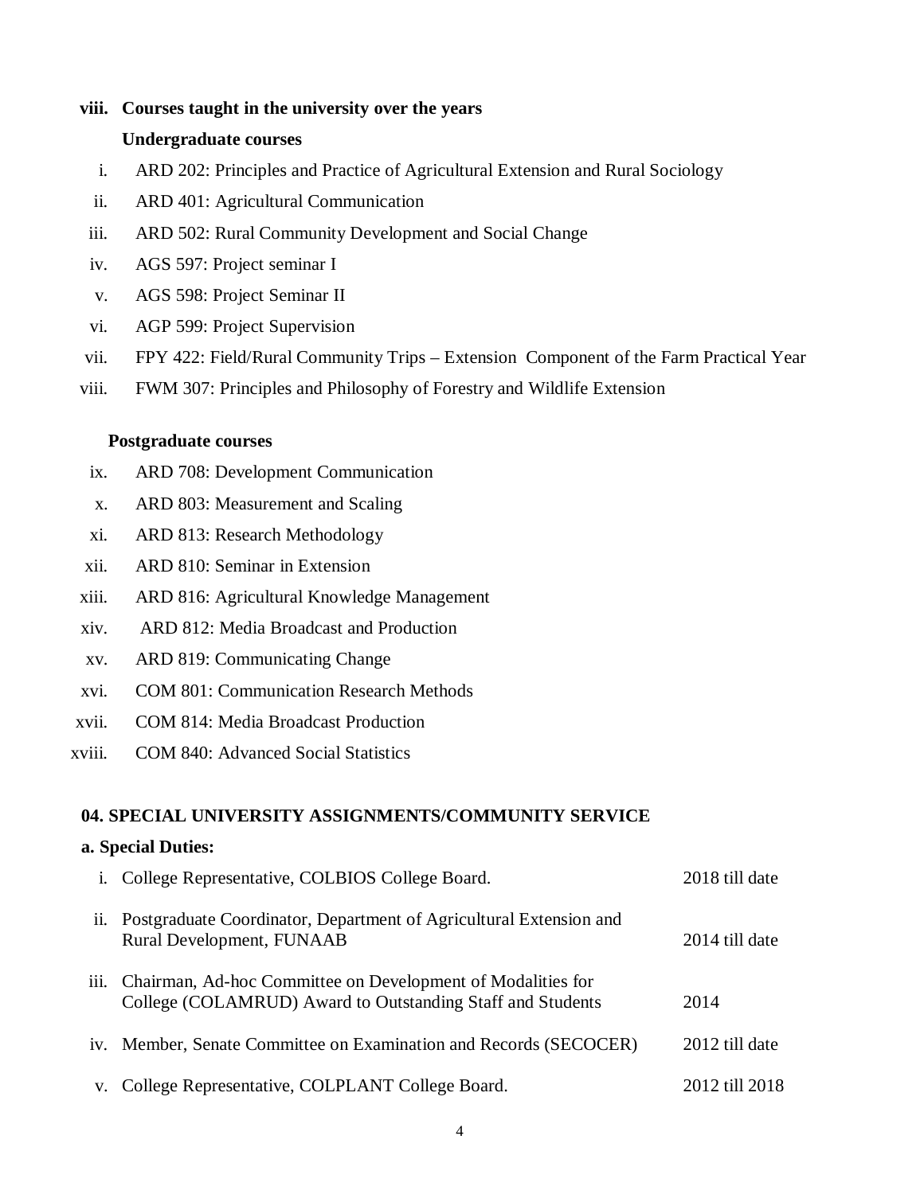**viii. Courses taught in the university over the years**

**Undergraduate courses**

i. ARD 202: Principles and Practice of Agricultural Extension and Rural Sociology
ii. ARD 401: Agricultural Communication
iii. ARD 502: Rural Community Development and Social Change
iv. AGS 597: Project seminar I
v. AGS 598: Project Seminar II
vi. AGP 599: Project Supervision
vii. FPY 422: Field/Rural Community Trips – Extension Component of the Farm Practical Year
viii. FWM 307: Principles and Philosophy of Forestry and Wildlife Extension

**Postgraduate courses**

ix. ARD 708: Development Communication
x. ARD 803: Measurement and Scaling
xi. ARD 813: Research Methodology
xii. ARD 810: Seminar in Extension
xiii. ARD 816: Agricultural Knowledge Management
xiv. ARD 812: Media Broadcast and Production
xv. ARD 819: Communicating Change
xvi. COM 801: Communication Research Methods
xvii. COM 814: Media Broadcast Production
xviii. COM 840: Advanced Social Statistics

## 04. SPECIAL UNIVERSITY ASSIGNMENTS/COMMUNITY SERVICE

**a. Special Duties:**

| | Duty | Period |
|---|---|---|
| i. | College Representative, COLBIOS College Board. | 2018 till date |
| ii. | Postgraduate Coordinator, Department of Agricultural Extension and Rural Development, FUNAAB | 2014 till date |
| iii. | Chairman, Ad-hoc Committee on Development of Modalities for College (COLAMRUD) Award to Outstanding Staff and Students | 2014 |
| iv. | Member, Senate Committee on Examination and Records (SECOCER) | 2012 till date |
| v. | College Representative, COLPLANT College Board. | 2012 till 2018 |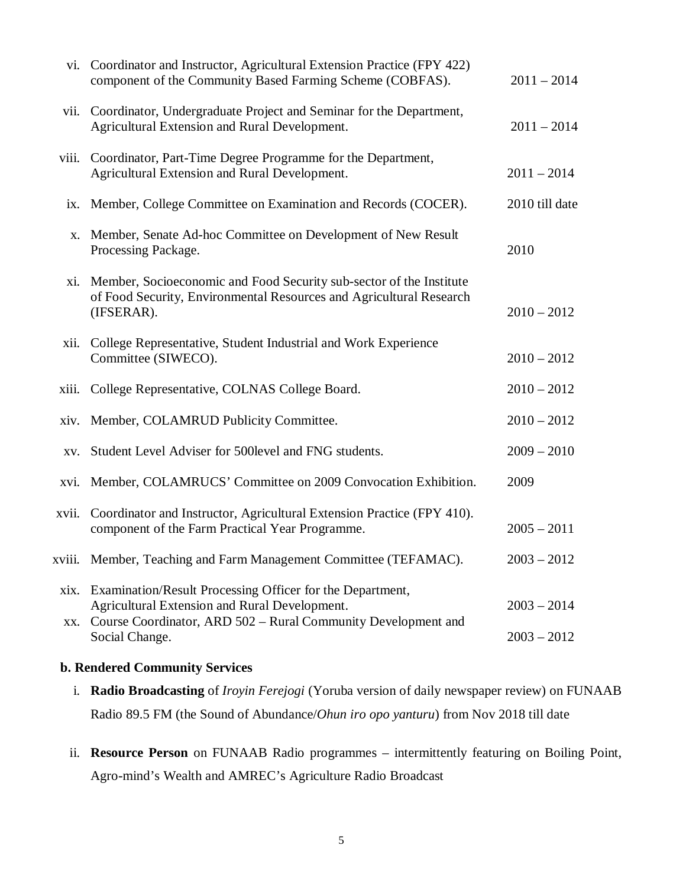vi. Coordinator and Instructor, Agricultural Extension Practice (FPY 422) component of the Community Based Farming Scheme (COBFAS). 2011 – 2014

vii. Coordinator, Undergraduate Project and Seminar for the Department, Agricultural Extension and Rural Development. 2011 – 2014

viii. Coordinator, Part-Time Degree Programme for the Department, Agricultural Extension and Rural Development. 2011 – 2014

ix. Member, College Committee on Examination and Records (COCER). 2010 till date

x. Member, Senate Ad-hoc Committee on Development of New Result Processing Package. 2010

xi. Member, Socioeconomic and Food Security sub-sector of the Institute of Food Security, Environmental Resources and Agricultural Research (IFSERAR). 2010 – 2012

xii. College Representative, Student Industrial and Work Experience Committee (SIWECO). 2010 – 2012

xiii. College Representative, COLNAS College Board. 2010 – 2012

xiv. Member, COLAMRUD Publicity Committee. 2010 – 2012

xv. Student Level Adviser for 500level and FNG students. 2009 – 2010

xvi. Member, COLAMRUCS' Committee on 2009 Convocation Exhibition. 2009

xvii. Coordinator and Instructor, Agricultural Extension Practice (FPY 410). component of the Farm Practical Year Programme. 2005 – 2011

xviii. Member, Teaching and Farm Management Committee (TEFAMAC). 2003 – 2012

xix. Examination/Result Processing Officer for the Department, Agricultural Extension and Rural Development. 2003 – 2014

xx. Course Coordinator, ARD 502 – Rural Community Development and Social Change. 2003 – 2012

**b. Rendered Community Services**

i. **Radio Broadcasting** of *Iroyin Ferejogi* (Yoruba version of daily newspaper review) on FUNAAB Radio 89.5 FM (the Sound of Abundance/*Ohun iro opo yanturu*) from Nov 2018 till date

ii. **Resource Person** on FUNAAB Radio programmes – intermittently featuring on Boiling Point, Agro-mind's Wealth and AMREC's Agriculture Radio Broadcast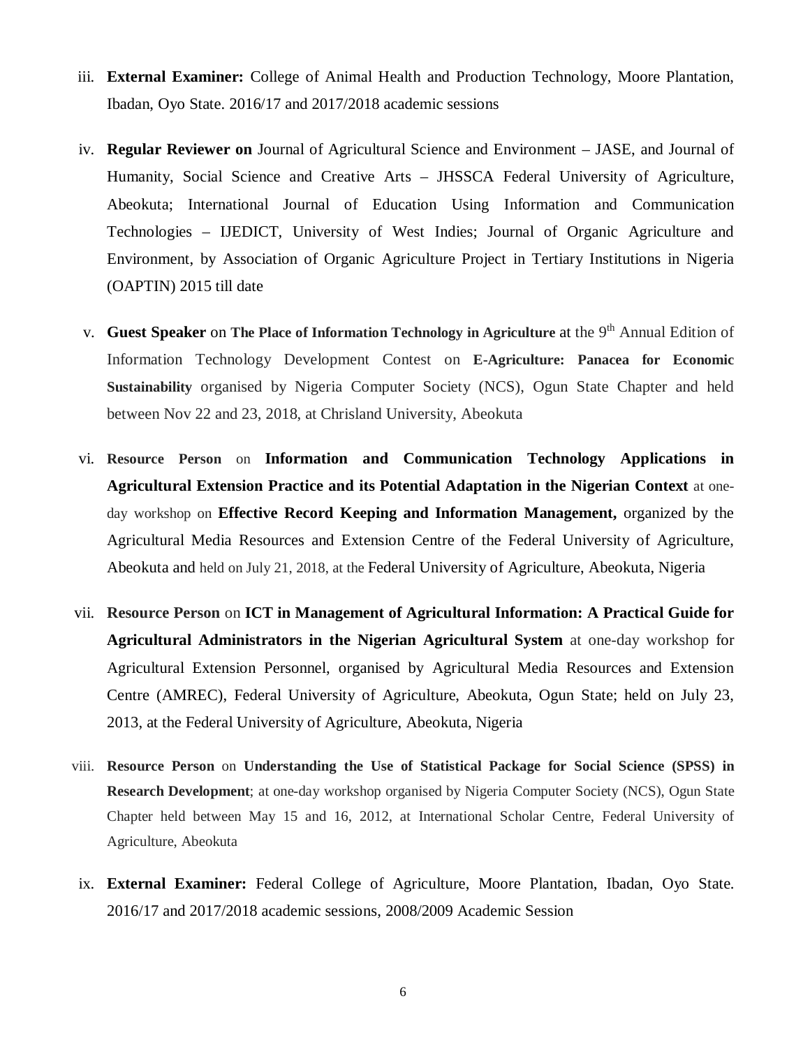iii. **External Examiner:** College of Animal Health and Production Technology, Moore Plantation, Ibadan, Oyo State. 2016/17 and 2017/2018 academic sessions

iv. **Regular Reviewer on** Journal of Agricultural Science and Environment – JASE, and Journal of Humanity, Social Science and Creative Arts – JHSSCA Federal University of Agriculture, Abeokuta; International Journal of Education Using Information and Communication Technologies – IJEDICT, University of West Indies; Journal of Organic Agriculture and Environment, by Association of Organic Agriculture Project in Tertiary Institutions in Nigeria (OAPTIN) 2015 till date

v. **Guest Speaker** on **The Place of Information Technology in Agriculture** at the 9th Annual Edition of Information Technology Development Contest on **E-Agriculture: Panacea for Economic Sustainability** organised by Nigeria Computer Society (NCS), Ogun State Chapter and held between Nov 22 and 23, 2018, at Chrisland University, Abeokuta

vi. **Resource Person** on **Information and Communication Technology Applications in Agricultural Extension Practice and its Potential Adaptation in the Nigerian Context** at one-day workshop on **Effective Record Keeping and Information Management,** organized by the Agricultural Media Resources and Extension Centre of the Federal University of Agriculture, Abeokuta and held on July 21, 2018, at the Federal University of Agriculture, Abeokuta, Nigeria

vii. **Resource Person** on **ICT in Management of Agricultural Information: A Practical Guide for Agricultural Administrators in the Nigerian Agricultural System** at one-day workshop for Agricultural Extension Personnel, organised by Agricultural Media Resources and Extension Centre (AMREC), Federal University of Agriculture, Abeokuta, Ogun State; held on July 23, 2013, at the Federal University of Agriculture, Abeokuta, Nigeria

viii. **Resource Person** on **Understanding the Use of Statistical Package for Social Science (SPSS) in Research Development**; at one-day workshop organised by Nigeria Computer Society (NCS), Ogun State Chapter held between May 15 and 16, 2012, at International Scholar Centre, Federal University of Agriculture, Abeokuta

ix. **External Examiner:** Federal College of Agriculture, Moore Plantation, Ibadan, Oyo State. 2016/17 and 2017/2018 academic sessions, 2008/2009 Academic Session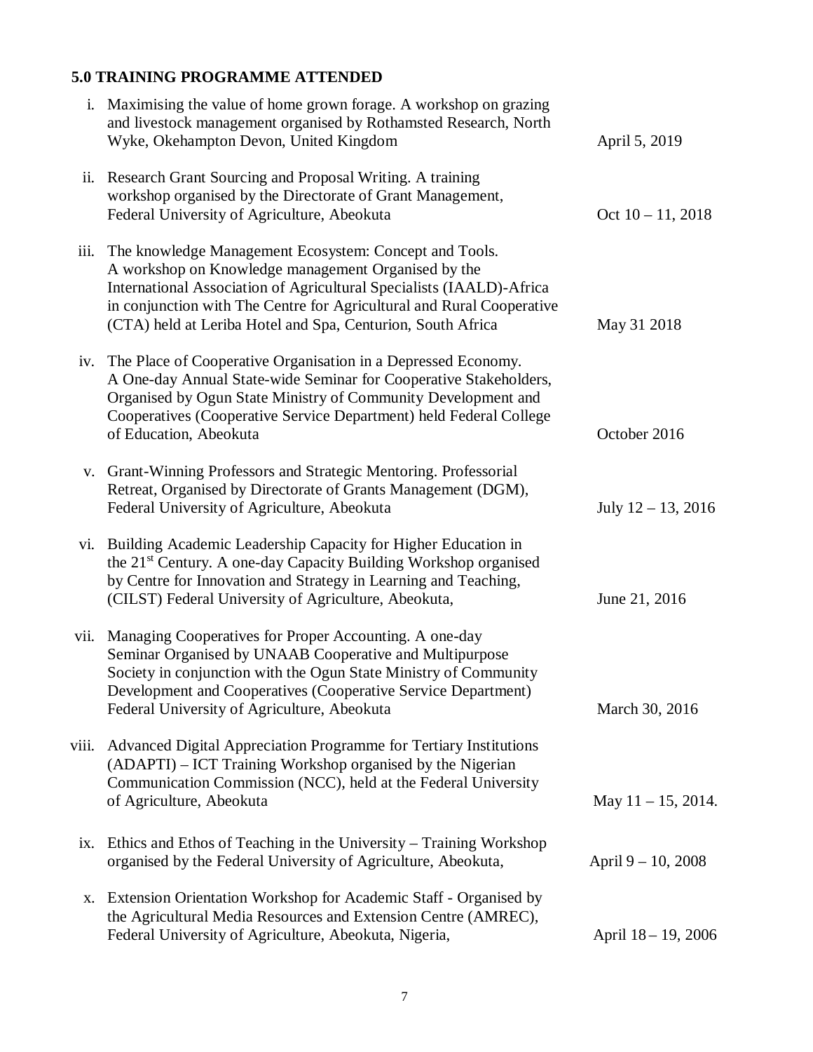**5.0 TRAINING PROGRAMME ATTENDED**

i. Maximising the value of home grown forage. A workshop on grazing and livestock management organised by Rothamsted Research, North Wyke, Okehampton Devon, United Kingdom — April 5, 2019

ii. Research Grant Sourcing and Proposal Writing. A training workshop organised by the Directorate of Grant Management, Federal University of Agriculture, Abeokuta — Oct 10 – 11, 2018

iii. The knowledge Management Ecosystem: Concept and Tools. A workshop on Knowledge management Organised by the International Association of Agricultural Specialists (IAALD)-Africa in conjunction with The Centre for Agricultural and Rural Cooperative (CTA) held at Leriba Hotel and Spa, Centurion, South Africa — May 31 2018

iv. The Place of Cooperative Organisation in a Depressed Economy. A One-day Annual State-wide Seminar for Cooperative Stakeholders, Organised by Ogun State Ministry of Community Development and Cooperatives (Cooperative Service Department) held Federal College of Education, Abeokuta — October 2016

v. Grant-Winning Professors and Strategic Mentoring. Professorial Retreat, Organised by Directorate of Grants Management (DGM), Federal University of Agriculture, Abeokuta — July 12 – 13, 2016

vi. Building Academic Leadership Capacity for Higher Education in the 21st Century. A one-day Capacity Building Workshop organised by Centre for Innovation and Strategy in Learning and Teaching, (CILST) Federal University of Agriculture, Abeokuta, — June 21, 2016

vii. Managing Cooperatives for Proper Accounting. A one-day Seminar Organised by UNAAB Cooperative and Multipurpose Society in conjunction with the Ogun State Ministry of Community Development and Cooperatives (Cooperative Service Department) Federal University of Agriculture, Abeokuta — March 30, 2016

viii. Advanced Digital Appreciation Programme for Tertiary Institutions (ADAPTI) – ICT Training Workshop organised by the Nigerian Communication Commission (NCC), held at the Federal University of Agriculture, Abeokuta — May 11 – 15, 2014.

ix. Ethics and Ethos of Teaching in the University – Training Workshop organised by the Federal University of Agriculture, Abeokuta, — April 9 – 10, 2008

x. Extension Orientation Workshop for Academic Staff - Organised by the Agricultural Media Resources and Extension Centre (AMREC), Federal University of Agriculture, Abeokuta, Nigeria, — April 18 – 19, 2006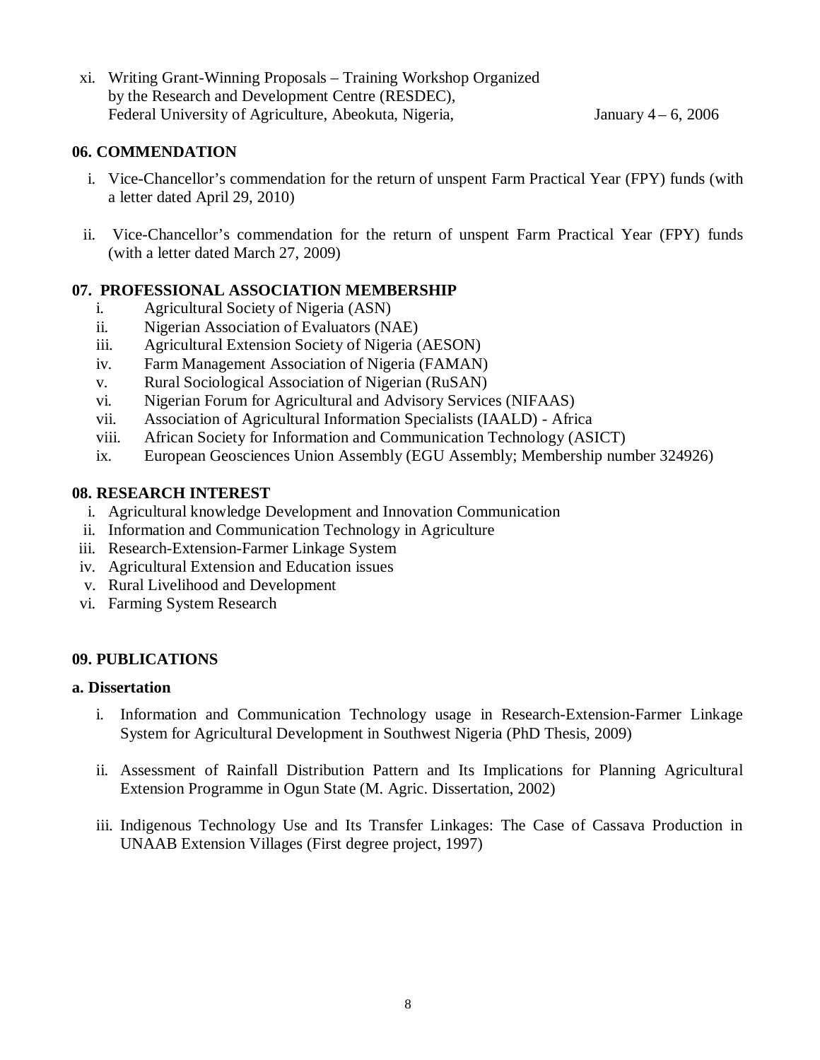xi. Writing Grant-Winning Proposals – Training Workshop Organized by the Research and Development Centre (RESDEC), Federal University of Agriculture, Abeokuta, Nigeria, January 4 – 6, 2006

## 06. COMMENDATION

i. Vice-Chancellor's commendation for the return of unspent Farm Practical Year (FPY) funds (with a letter dated April 29, 2010)

ii. Vice-Chancellor's commendation for the return of unspent Farm Practical Year (FPY) funds (with a letter dated March 27, 2009)

## 07. PROFESSIONAL ASSOCIATION MEMBERSHIP

i. Agricultural Society of Nigeria (ASN)
ii. Nigerian Association of Evaluators (NAE)
iii. Agricultural Extension Society of Nigeria (AESON)
iv. Farm Management Association of Nigeria (FAMAN)
v. Rural Sociological Association of Nigerian (RuSAN)
vi. Nigerian Forum for Agricultural and Advisory Services (NIFAAS)
vii. Association of Agricultural Information Specialists (IAALD) - Africa
viii. African Society for Information and Communication Technology (ASICT)
ix. European Geosciences Union Assembly (EGU Assembly; Membership number 324926)

## 08. RESEARCH INTEREST

i. Agricultural knowledge Development and Innovation Communication
ii. Information and Communication Technology in Agriculture
iii. Research-Extension-Farmer Linkage System
iv. Agricultural Extension and Education issues
v. Rural Livelihood and Development
vi. Farming System Research

## 09. PUBLICATIONS

### a. Dissertation

i. Information and Communication Technology usage in Research-Extension-Farmer Linkage System for Agricultural Development in Southwest Nigeria (PhD Thesis, 2009)

ii. Assessment of Rainfall Distribution Pattern and Its Implications for Planning Agricultural Extension Programme in Ogun State (M. Agric. Dissertation, 2002)

iii. Indigenous Technology Use and Its Transfer Linkages: The Case of Cassava Production in UNAAB Extension Villages (First degree project, 1997)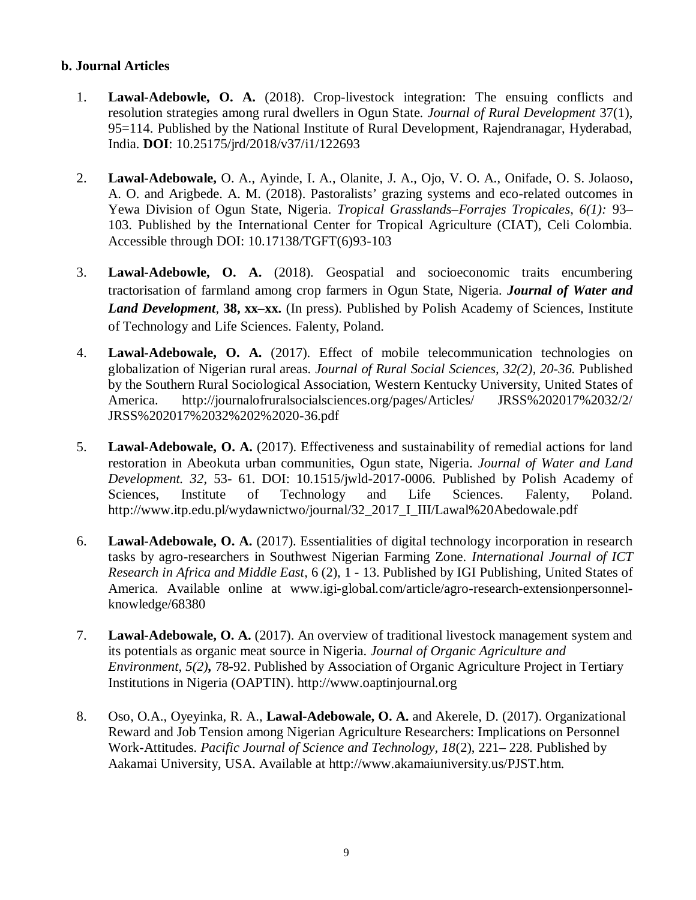**b. Journal Articles**

1. **Lawal-Adebowle, O. A.** (2018). Crop-livestock integration: The ensuing conflicts and resolution strategies among rural dwellers in Ogun State. *Journal of Rural Development* 37(1), 95=114. Published by the National Institute of Rural Development, Rajendranagar, Hyderabad, India. **DOI**: 10.25175/jrd/2018/v37/i1/122693

2. **Lawal-Adebowale,** O. A., Ayinde, I. A., Olanite, J. A., Ojo, V. O. A., Onifade, O. S. Jolaoso, A. O. and Arigbede. A. M. (2018). Pastoralists' grazing systems and eco-related outcomes in Yewa Division of Ogun State, Nigeria. *Tropical Grasslands–Forrajes Tropicales, 6(1):* 93–103. Published by the International Center for Tropical Agriculture (CIAT), Celi Colombia. Accessible through DOI: 10.17138/TGFT(6)93-103

3. **Lawal-Adebowle, O. A.** (2018). Geospatial and socioeconomic traits encumbering tractorisation of farmland among crop farmers in Ogun State, Nigeria. ***Journal of Water and Land Development***, **38, xx–xx.** (In press). Published by Polish Academy of Sciences, Institute of Technology and Life Sciences. Falenty, Poland.

4. **Lawal-Adebowale, O. A.** (2017). Effect of mobile telecommunication technologies on globalization of Nigerian rural areas. *Journal of Rural Social Sciences, 32(2), 20-36.* Published by the Southern Rural Sociological Association, Western Kentucky University, United States of America. http://journalofruralsocialsciences.org/pages/Articles/ JRSS%202017%2032/2/ JRSS%202017%2032%202%2020-36.pdf

5. **Lawal-Adebowale, O. A.** (2017). Effectiveness and sustainability of remedial actions for land restoration in Abeokuta urban communities, Ogun state, Nigeria. *Journal of Water and Land Development. 32*, 53- 61. DOI: 10.1515/jwld-2017-0006. Published by Polish Academy of Sciences, Institute of Technology and Life Sciences. Falenty, Poland. http://www.itp.edu.pl/wydawnictwo/journal/32_2017_I_III/Lawal%20Abedowale.pdf

6. **Lawal-Adebowale, O. A.** (2017). Essentialities of digital technology incorporation in research tasks by agro-researchers in Southwest Nigerian Farming Zone. *International Journal of ICT Research in Africa and Middle East*, 6 (2), 1 - 13. Published by IGI Publishing, United States of America. Available online at www.igi-global.com/article/agro-research-extensionpersonnel-knowledge/68380

7. **Lawal-Adebowale, O. A.** (2017). An overview of traditional livestock management system and its potentials as organic meat source in Nigeria. *Journal of Organic Agriculture and Environment, 5(2)***,** 78-92. Published by Association of Organic Agriculture Project in Tertiary Institutions in Nigeria (OAPTIN). http://www.oaptinjournal.org

8. Oso, O.A., Oyeyinka, R. A., **Lawal-Adebowale, O. A.** and Akerele, D. (2017). Organizational Reward and Job Tension among Nigerian Agriculture Researchers: Implications on Personnel Work-Attitudes. *Pacific Journal of Science and Technology, 18*(2), 221– 228. Published by Aakamai University, USA. Available at http://www.akamaiuniversity.us/PJST.htm.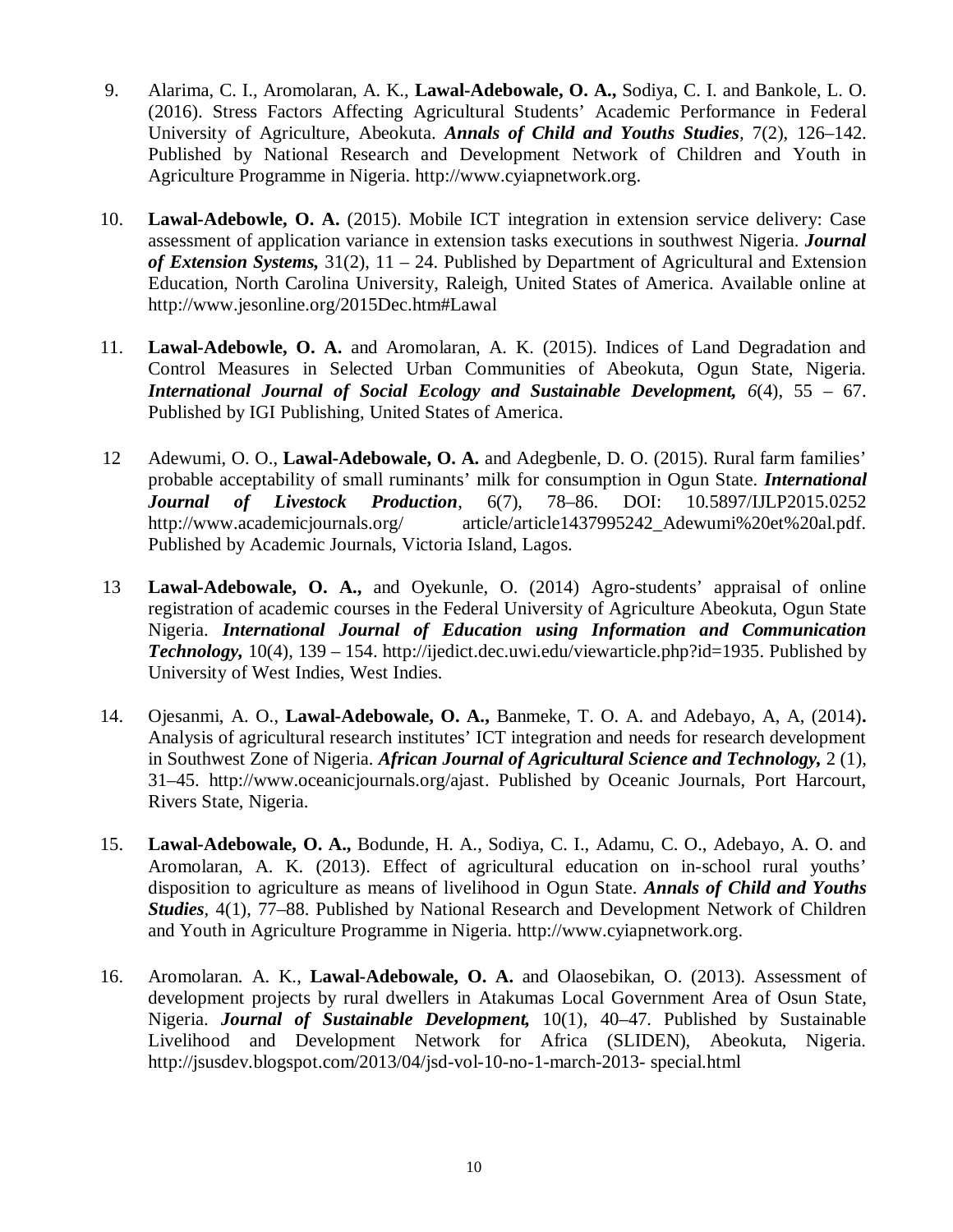9. Alarima, C. I., Aromolaran, A. K., **Lawal-Adebowale, O. A.,** Sodiya, C. I. and Bankole, L. O. (2016). Stress Factors Affecting Agricultural Students' Academic Performance in Federal University of Agriculture, Abeokuta. ***Annals of Child and Youths Studies***, 7(2), 126–142. Published by National Research and Development Network of Children and Youth in Agriculture Programme in Nigeria. http://www.cyiapnetwork.org.

10. **Lawal-Adebowle, O. A.** (2015). Mobile ICT integration in extension service delivery: Case assessment of application variance in extension tasks executions in southwest Nigeria. ***Journal of Extension Systems,*** 31(2), 11 – 24. Published by Department of Agricultural and Extension Education, North Carolina University, Raleigh, United States of America. Available online at http://www.jesonline.org/2015Dec.htm#Lawal

11. **Lawal-Adebowle, O. A.** and Aromolaran, A. K. (2015). Indices of Land Degradation and Control Measures in Selected Urban Communities of Abeokuta, Ogun State, Nigeria. ***International Journal of Social Ecology and Sustainable Development,*** *6*(4), 55 – 67. Published by IGI Publishing, United States of America.

12 Adewumi, O. O., **Lawal-Adebowale, O. A.** and Adegbenle, D. O. (2015). Rural farm families' probable acceptability of small ruminants' milk for consumption in Ogun State. ***International Journal of Livestock Production***, 6(7), 78–86. DOI: 10.5897/IJLP2015.0252 http://www.academicjournals.org/ article/article1437995242_Adewumi%20et%20al.pdf. Published by Academic Journals, Victoria Island, Lagos.

13 **Lawal-Adebowale, O. A.,** and Oyekunle, O. (2014) Agro-students' appraisal of online registration of academic courses in the Federal University of Agriculture Abeokuta, Ogun State Nigeria. ***International Journal of Education using Information and Communication Technology,*** 10(4), 139 – 154. http://ijedict.dec.uwi.edu/viewarticle.php?id=1935. Published by University of West Indies, West Indies.

14. Ojesanmi, A. O., **Lawal-Adebowale, O. A.,** Banmeke, T. O. A. and Adebayo, A, A, (2014)**.** Analysis of agricultural research institutes' ICT integration and needs for research development in Southwest Zone of Nigeria. ***African Journal of Agricultural Science and Technology,*** 2 (1), 31–45. http://www.oceanicjournals.org/ajast. Published by Oceanic Journals, Port Harcourt, Rivers State, Nigeria.

15. **Lawal-Adebowale, O. A.,** Bodunde, H. A., Sodiya, C. I., Adamu, C. O., Adebayo, A. O. and Aromolaran, A. K. (2013). Effect of agricultural education on in-school rural youths' disposition to agriculture as means of livelihood in Ogun State. ***Annals of Child and Youths Studies***, 4(1), 77–88. Published by National Research and Development Network of Children and Youth in Agriculture Programme in Nigeria. http://www.cyiapnetwork.org.

16. Aromolaran. A. K., **Lawal-Adebowale, O. A.** and Olaosebikan, O. (2013). Assessment of development projects by rural dwellers in Atakumas Local Government Area of Osun State, Nigeria. ***Journal of Sustainable Development,*** 10(1), 40–47. Published by Sustainable Livelihood and Development Network for Africa (SLIDEN), Abeokuta, Nigeria. http://jsusdev.blogspot.com/2013/04/jsd-vol-10-no-1-march-2013- special.html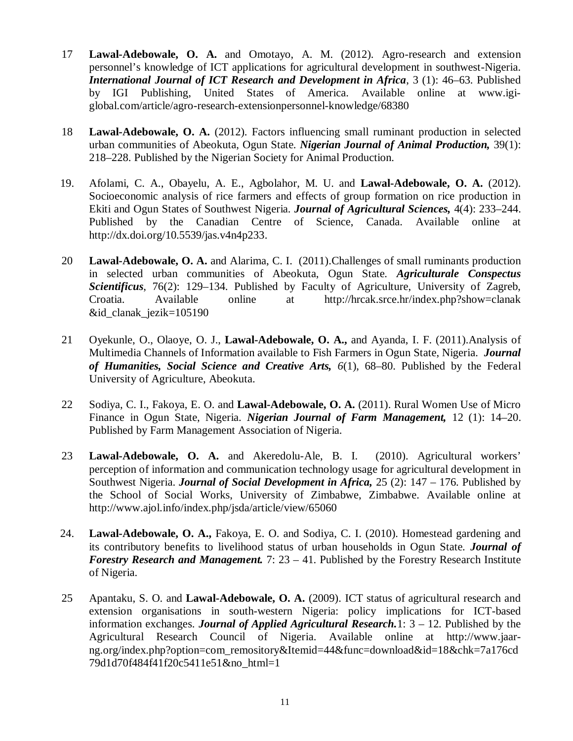17 **Lawal-Adebowale, O. A.** and Omotayo, A. M. (2012). Agro-research and extension personnel's knowledge of ICT applications for agricultural development in southwest-Nigeria. ***International Journal of ICT Research and Development in Africa***, 3 (1): 46–63. Published by IGI Publishing, United States of America. Available online at www.igi-global.com/article/agro-research-extensionpersonnel-knowledge/68380

18 **Lawal-Adebowale, O. A.** (2012). Factors influencing small ruminant production in selected urban communities of Abeokuta, Ogun State. ***Nigerian Journal of Animal Production,*** 39(1): 218–228. Published by the Nigerian Society for Animal Production.

19. Afolami, C. A., Obayelu, A. E., Agbolahor, M. U. and **Lawal-Adebowale, O. A.** (2012). Socioeconomic analysis of rice farmers and effects of group formation on rice production in Ekiti and Ogun States of Southwest Nigeria. ***Journal of Agricultural Sciences,*** 4(4): 233–244. Published by the Canadian Centre of Science, Canada. Available online at http://dx.doi.org/10.5539/jas.v4n4p233.

20 **Lawal-Adebowale, O. A.** and Alarima, C. I. (2011).Challenges of small ruminants production in selected urban communities of Abeokuta, Ogun State. ***Agriculturale Conspectus Scientificus***, 76(2): 129–134. Published by Faculty of Agriculture, University of Zagreb, Croatia. Available online at http://hrcak.srce.hr/index.php?show=clanak &id_clanak_jezik=105190

21 Oyekunle, O., Olaoye, O. J., **Lawal-Adebowale, O. A.,** and Ayanda, I. F. (2011).Analysis of Multimedia Channels of Information available to Fish Farmers in Ogun State, Nigeria. ***Journal of Humanities, Social Science and Creative Arts,*** *6*(1), 68–80. Published by the Federal University of Agriculture, Abeokuta.

22 Sodiya, C. I., Fakoya, E. O. and **Lawal-Adebowale, O. A.** (2011). Rural Women Use of Micro Finance in Ogun State, Nigeria. ***Nigerian Journal of Farm Management,*** 12 (1): 14–20. Published by Farm Management Association of Nigeria.

23 **Lawal-Adebowale, O. A.** and Akeredolu-Ale, B. I. (2010). Agricultural workers' perception of information and communication technology usage for agricultural development in Southwest Nigeria. ***Journal of Social Development in Africa,*** 25 (2): 147 – 176. Published by the School of Social Works, University of Zimbabwe, Zimbabwe. Available online at http://www.ajol.info/index.php/jsda/article/view/65060

24. **Lawal-Adebowale, O. A.,** Fakoya, E. O. and Sodiya, C. I. (2010). Homestead gardening and its contributory benefits to livelihood status of urban households in Ogun State. ***Journal of Forestry Research and Management.*** 7: 23 – 41. Published by the Forestry Research Institute of Nigeria.

25 Apantaku, S. O. and **Lawal-Adebowale, O. A.** (2009). ICT status of agricultural research and extension organisations in south-western Nigeria: policy implications for ICT-based information exchanges. ***Journal of Applied Agricultural Research.***1: 3 – 12. Published by the Agricultural Research Council of Nigeria. Available online at http://www.jaar-ng.org/index.php?option=com_remository&Itemid=44&func=download&id=18&chk=7a176cd79d1d70f484f41f20c5411e51&no_html=1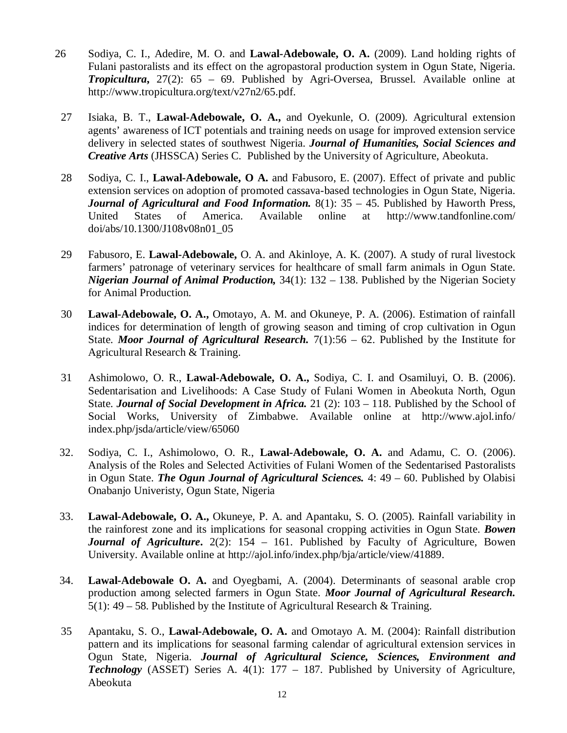26 Sodiya, C. I., Adedire, M. O. and **Lawal-Adebowale, O. A.** (2009). Land holding rights of Fulani pastoralists and its effect on the agropastoral production system in Ogun State, Nigeria. ***Tropicultura***, 27(2): 65 – 69. Published by Agri-Oversea, Brussel. Available online at http://www.tropicultura.org/text/v27n2/65.pdf.

27 Isiaka, B. T., **Lawal-Adebowale, O. A.,** and Oyekunle, O. (2009). Agricultural extension agents' awareness of ICT potentials and training needs on usage for improved extension service delivery in selected states of southwest Nigeria. ***Journal of Humanities, Social Sciences and Creative Arts*** (JHSSCA) Series C. Published by the University of Agriculture, Abeokuta.

28 Sodiya, C. I., **Lawal-Adebowale, O A.** and Fabusoro, E. (2007). Effect of private and public extension services on adoption of promoted cassava-based technologies in Ogun State, Nigeria. ***Journal of Agricultural and Food Information.*** 8(1): 35 – 45. Published by Haworth Press, United States of America. Available online at http://www.tandfonline.com/doi/abs/10.1300/J108v08n01_05

29 Fabusoro, E. **Lawal-Adebowale,** O. A. and Akinloye, A. K. (2007). A study of rural livestock farmers' patronage of veterinary services for healthcare of small farm animals in Ogun State. ***Nigerian Journal of Animal Production,*** 34(1): 132 – 138. Published by the Nigerian Society for Animal Production.

30 **Lawal-Adebowale, O. A.,** Omotayo, A. M. and Okuneye, P. A. (2006). Estimation of rainfall indices for determination of length of growing season and timing of crop cultivation in Ogun State. ***Moor Journal of Agricultural Research.*** 7(1):56 – 62. Published by the Institute for Agricultural Research & Training.

31 Ashimolowo, O. R., **Lawal-Adebowale, O. A.,** Sodiya, C. I. and Osamiluyi, O. B. (2006). Sedentarisation and Livelihoods: A Case Study of Fulani Women in Abeokuta North, Ogun State. ***Journal of Social Development in Africa.*** 21 (2): 103 – 118. Published by the School of Social Works, University of Zimbabwe. Available online at http://www.ajol.info/index.php/jsda/article/view/65060

32. Sodiya, C. I., Ashimolowo, O. R., **Lawal-Adebowale, O. A.** and Adamu, C. O. (2006). Analysis of the Roles and Selected Activities of Fulani Women of the Sedentarised Pastoralists in Ogun State. ***The Ogun Journal of Agricultural Sciences.*** 4: 49 – 60. Published by Olabisi Onabanjo Univeristy, Ogun State, Nigeria

33. **Lawal-Adebowale, O. A.,** Okuneye, P. A. and Apantaku, S. O. (2005). Rainfall variability in the rainforest zone and its implications for seasonal cropping activities in Ogun State. ***Bowen Journal of Agriculture***. 2(2): 154 – 161. Published by Faculty of Agriculture, Bowen University. Available online at http://ajol.info/index.php/bja/article/view/41889.

34. **Lawal-Adebowale O. A.** and Oyegbami, A. (2004). Determinants of seasonal arable crop production among selected farmers in Ogun State. ***Moor Journal of Agricultural Research.*** 5(1): 49 – 58. Published by the Institute of Agricultural Research & Training.

35 Apantaku, S. O., **Lawal-Adebowale, O. A.** and Omotayo A. M. (2004): Rainfall distribution pattern and its implications for seasonal farming calendar of agricultural extension services in Ogun State, Nigeria. ***Journal of Agricultural Science, Sciences, Environment and Technology*** (ASSET) Series A. 4(1): 177 – 187. Published by University of Agriculture, Abeokuta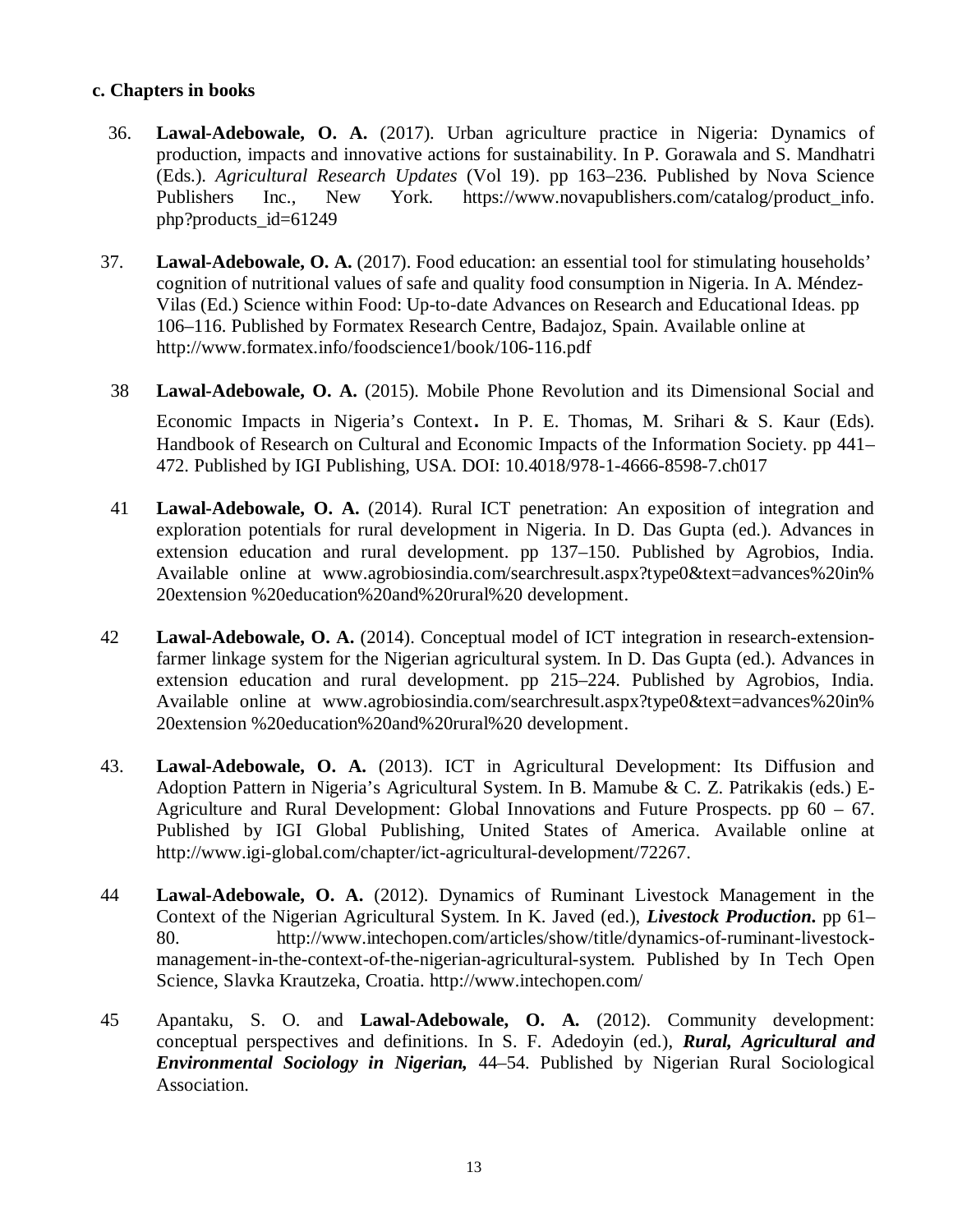**c. Chapters in books**

36. **Lawal-Adebowale, O. A.** (2017). Urban agriculture practice in Nigeria: Dynamics of production, impacts and innovative actions for sustainability. In P. Gorawala and S. Mandhatri (Eds.). *Agricultural Research Updates* (Vol 19). pp 163–236. Published by Nova Science Publishers Inc., New York. https://www.novapublishers.com/catalog/product_info.php?products_id=61249

37. **Lawal-Adebowale, O. A.** (2017). Food education: an essential tool for stimulating households' cognition of nutritional values of safe and quality food consumption in Nigeria. In A. Méndez-Vilas (Ed.) Science within Food: Up-to-date Advances on Research and Educational Ideas. pp 106–116. Published by Formatex Research Centre, Badajoz, Spain. Available online at http://www.formatex.info/foodscience1/book/106-116.pdf

38 **Lawal-Adebowale, O. A.** (2015). Mobile Phone Revolution and its Dimensional Social and Economic Impacts in Nigeria's Context**.** In P. E. Thomas, M. Srihari & S. Kaur (Eds). Handbook of Research on Cultural and Economic Impacts of the Information Society. pp 441–472. Published by IGI Publishing, USA. DOI: 10.4018/978-1-4666-8598-7.ch017

41 **Lawal-Adebowale, O. A.** (2014). Rural ICT penetration: An exposition of integration and exploration potentials for rural development in Nigeria. In D. Das Gupta (ed.). Advances in extension education and rural development. pp 137–150. Published by Agrobios, India. Available online at www.agrobiosindia.com/searchresult.aspx?type0&text=advances%20in%20extension %20education%20and%20rural%20 development.

42 **Lawal-Adebowale, O. A.** (2014). Conceptual model of ICT integration in research-extension-farmer linkage system for the Nigerian agricultural system. In D. Das Gupta (ed.). Advances in extension education and rural development. pp 215–224. Published by Agrobios, India. Available online at www.agrobiosindia.com/searchresult.aspx?type0&text=advances%20in%20extension %20education%20and%20rural%20 development.

43. **Lawal-Adebowale, O. A.** (2013). ICT in Agricultural Development: Its Diffusion and Adoption Pattern in Nigeria's Agricultural System. In B. Mamube & C. Z. Patrikakis (eds.) E-Agriculture and Rural Development: Global Innovations and Future Prospects. pp 60 – 67. Published by IGI Global Publishing, United States of America. Available online at http://www.igi-global.com/chapter/ict-agricultural-development/72267.

44 **Lawal-Adebowale, O. A.** (2012). Dynamics of Ruminant Livestock Management in the Context of the Nigerian Agricultural System. In K. Javed (ed.), ***Livestock Production***. pp 61–80. http://www.intechopen.com/articles/show/title/dynamics-of-ruminant-livestock-management-in-the-context-of-the-nigerian-agricultural-system. Published by In Tech Open Science, Slavka Krautzeka, Croatia. http://www.intechopen.com/

45 Apantaku, S. O. and **Lawal-Adebowale, O. A.** (2012). Community development: conceptual perspectives and definitions. In S. F. Adedoyin (ed.), ***Rural, Agricultural and Environmental Sociology in Nigerian,*** 44–54. Published by Nigerian Rural Sociological Association.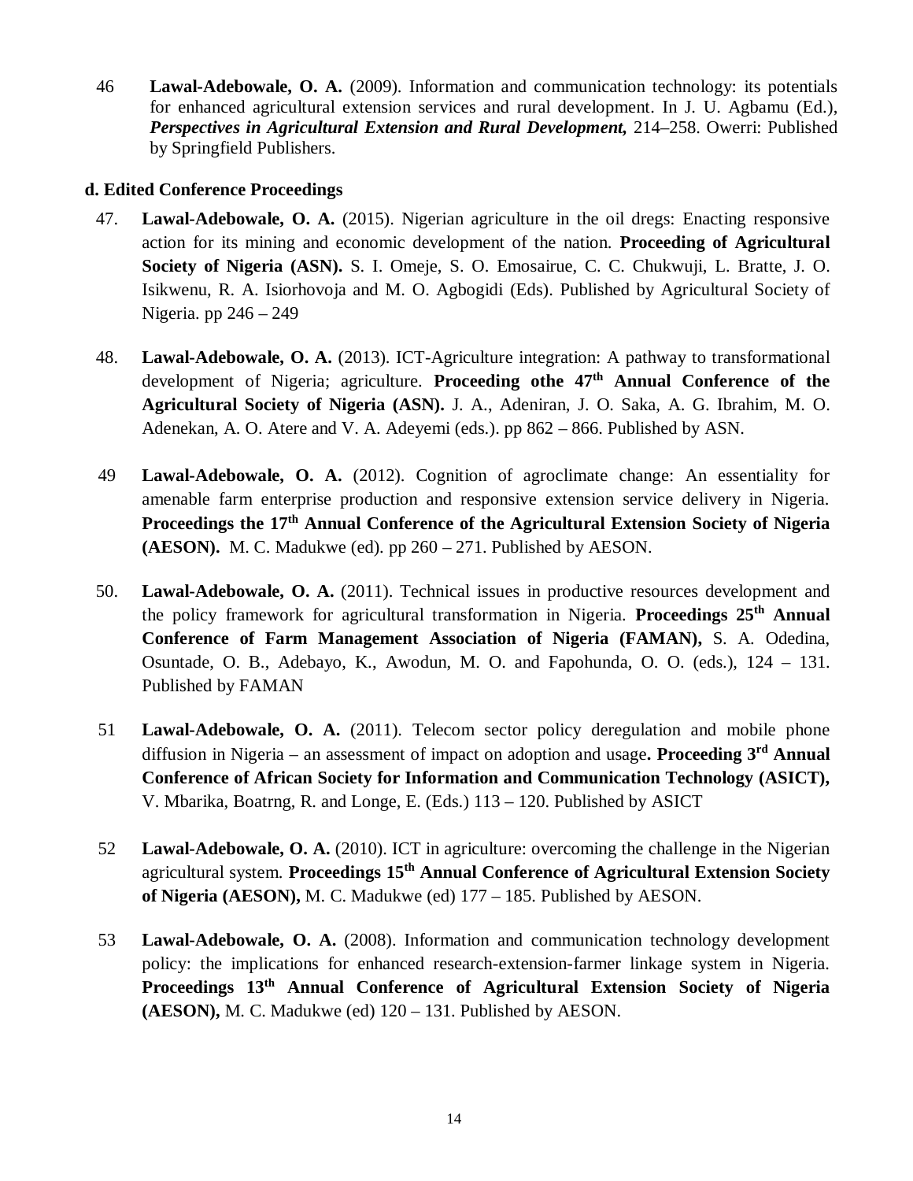46 **Lawal-Adebowale, O. A.** (2009). Information and communication technology: its potentials for enhanced agricultural extension services and rural development. In J. U. Agbamu (Ed.), ***Perspectives in Agricultural Extension and Rural Development,*** 214–258. Owerri: Published by Springfield Publishers.

**d. Edited Conference Proceedings**

47. **Lawal-Adebowale, O. A.** (2015). Nigerian agriculture in the oil dregs: Enacting responsive action for its mining and economic development of the nation. **Proceeding of Agricultural Society of Nigeria (ASN).** S. I. Omeje, S. O. Emosairue, C. C. Chukwuji, L. Bratte, J. O. Isikwenu, R. A. Isiorhovoja and M. O. Agbogidi (Eds). Published by Agricultural Society of Nigeria. pp 246 – 249

48. **Lawal-Adebowale, O. A.** (2013). ICT-Agriculture integration: A pathway to transformational development of Nigeria; agriculture. **Proceeding othe 47th Annual Conference of the Agricultural Society of Nigeria (ASN).** J. A., Adeniran, J. O. Saka, A. G. Ibrahim, M. O. Adenekan, A. O. Atere and V. A. Adeyemi (eds.). pp 862 – 866. Published by ASN.

49 **Lawal-Adebowale, O. A.** (2012). Cognition of agroclimate change: An essentiality for amenable farm enterprise production and responsive extension service delivery in Nigeria. **Proceedings the 17th Annual Conference of the Agricultural Extension Society of Nigeria (AESON).** M. C. Madukwe (ed). pp 260 – 271. Published by AESON.

50. **Lawal-Adebowale, O. A.** (2011). Technical issues in productive resources development and the policy framework for agricultural transformation in Nigeria. **Proceedings 25th Annual Conference of Farm Management Association of Nigeria (FAMAN),** S. A. Odedina, Osuntade, O. B., Adebayo, K., Awodun, M. O. and Fapohunda, O. O. (eds.), 124 – 131. Published by FAMAN

51 **Lawal-Adebowale, O. A.** (2011). Telecom sector policy deregulation and mobile phone diffusion in Nigeria – an assessment of impact on adoption and usage**. Proceeding 3rd Annual Conference of African Society for Information and Communication Technology (ASICT),** V. Mbarika, Boatrng, R. and Longe, E. (Eds.) 113 – 120. Published by ASICT

52 **Lawal-Adebowale, O. A.** (2010). ICT in agriculture: overcoming the challenge in the Nigerian agricultural system. **Proceedings 15th Annual Conference of Agricultural Extension Society of Nigeria (AESON),** M. C. Madukwe (ed) 177 – 185. Published by AESON.

53 **Lawal-Adebowale, O. A.** (2008). Information and communication technology development policy: the implications for enhanced research-extension-farmer linkage system in Nigeria. **Proceedings 13th Annual Conference of Agricultural Extension Society of Nigeria (AESON),** M. C. Madukwe (ed) 120 – 131. Published by AESON.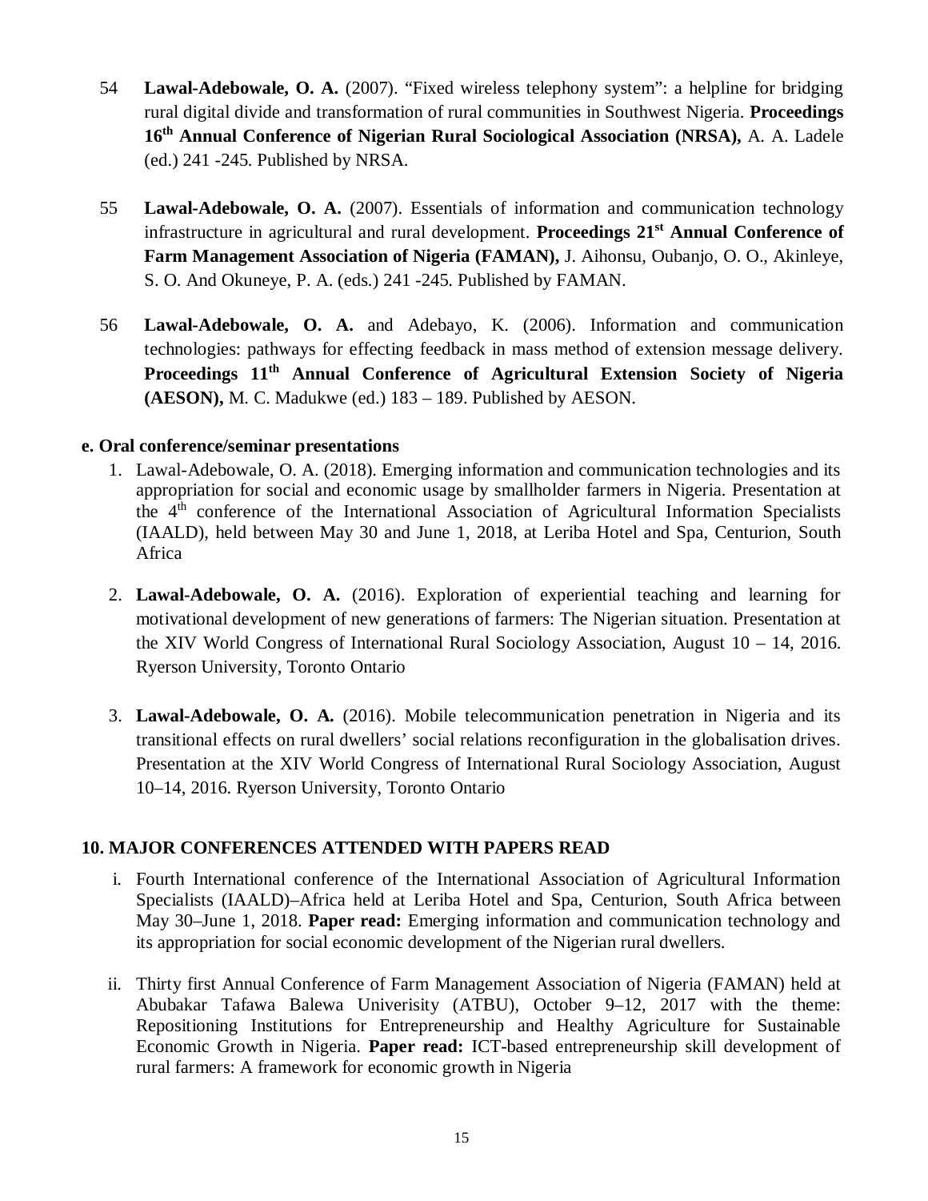54 **Lawal-Adebowale, O. A.** (2007). "Fixed wireless telephony system": a helpline for bridging rural digital divide and transformation of rural communities in Southwest Nigeria. **Proceedings 16th Annual Conference of Nigerian Rural Sociological Association (NRSA),** A. A. Ladele (ed.) 241 -245. Published by NRSA.

55 **Lawal-Adebowale, O. A.** (2007). Essentials of information and communication technology infrastructure in agricultural and rural development. **Proceedings 21st Annual Conference of Farm Management Association of Nigeria (FAMAN),** J. Aihonsu, Oubanjo, O. O., Akinleye, S. O. And Okuneye, P. A. (eds.) 241 -245. Published by FAMAN.

56 **Lawal-Adebowale, O. A.** and Adebayo, K. (2006). Information and communication technologies: pathways for effecting feedback in mass method of extension message delivery. **Proceedings 11th Annual Conference of Agricultural Extension Society of Nigeria (AESON),** M. C. Madukwe (ed.) 183 – 189. Published by AESON.

**e. Oral conference/seminar presentations**

1. Lawal-Adebowale, O. A. (2018). Emerging information and communication technologies and its appropriation for social and economic usage by smallholder farmers in Nigeria. Presentation at the 4th conference of the International Association of Agricultural Information Specialists (IAALD), held between May 30 and June 1, 2018, at Leriba Hotel and Spa, Centurion, South Africa

2. **Lawal-Adebowale, O. A.** (2016). Exploration of experiential teaching and learning for motivational development of new generations of farmers: The Nigerian situation. Presentation at the XIV World Congress of International Rural Sociology Association, August 10 – 14, 2016. Ryerson University, Toronto Ontario

3. **Lawal-Adebowale, O. A.** (2016). Mobile telecommunication penetration in Nigeria and its transitional effects on rural dwellers' social relations reconfiguration in the globalisation drives. Presentation at the XIV World Congress of International Rural Sociology Association, August 10–14, 2016. Ryerson University, Toronto Ontario

## 10. MAJOR CONFERENCES ATTENDED WITH PAPERS READ

i. Fourth International conference of the International Association of Agricultural Information Specialists (IAALD)–Africa held at Leriba Hotel and Spa, Centurion, South Africa between May 30–June 1, 2018. **Paper read:** Emerging information and communication technology and its appropriation for social economic development of the Nigerian rural dwellers.

ii. Thirty first Annual Conference of Farm Management Association of Nigeria (FAMAN) held at Abubakar Tafawa Balewa Univeristy (ATBU), October 9–12, 2017 with the theme: Repositioning Institutions for Entrepreneurship and Healthy Agriculture for Sustainable Economic Growth in Nigeria. **Paper read:** ICT-based entrepreneurship skill development of rural farmers: A framework for economic growth in Nigeria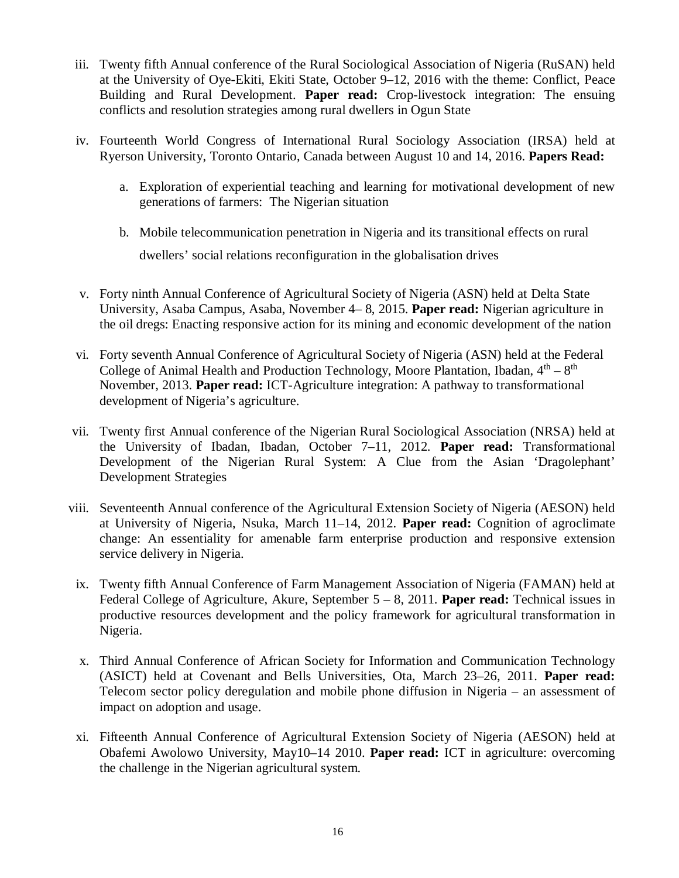iii. Twenty fifth Annual conference of the Rural Sociological Association of Nigeria (RuSAN) held at the University of Oye-Ekiti, Ekiti State, October 9–12, 2016 with the theme: Conflict, Peace Building and Rural Development. **Paper read:** Crop-livestock integration: The ensuing conflicts and resolution strategies among rural dwellers in Ogun State

iv. Fourteenth World Congress of International Rural Sociology Association (IRSA) held at Ryerson University, Toronto Ontario, Canada between August 10 and 14, 2016. **Papers Read:**

   a. Exploration of experiential teaching and learning for motivational development of new generations of farmers: The Nigerian situation

   b. Mobile telecommunication penetration in Nigeria and its transitional effects on rural dwellers' social relations reconfiguration in the globalisation drives

v. Forty ninth Annual Conference of Agricultural Society of Nigeria (ASN) held at Delta State University, Asaba Campus, Asaba, November 4– 8, 2015. **Paper read:** Nigerian agriculture in the oil dregs: Enacting responsive action for its mining and economic development of the nation

vi. Forty seventh Annual Conference of Agricultural Society of Nigeria (ASN) held at the Federal College of Animal Health and Production Technology, Moore Plantation, Ibadan, 4th – 8th November, 2013. **Paper read:** ICT-Agriculture integration: A pathway to transformational development of Nigeria's agriculture.

vii. Twenty first Annual conference of the Nigerian Rural Sociological Association (NRSA) held at the University of Ibadan, Ibadan, October 7–11, 2012. **Paper read:** Transformational Development of the Nigerian Rural System: A Clue from the Asian 'Dragolephant' Development Strategies

viii. Seventeenth Annual conference of the Agricultural Extension Society of Nigeria (AESON) held at University of Nigeria, Nsuka, March 11–14, 2012. **Paper read:** Cognition of agroclimate change: An essentiality for amenable farm enterprise production and responsive extension service delivery in Nigeria.

ix. Twenty fifth Annual Conference of Farm Management Association of Nigeria (FAMAN) held at Federal College of Agriculture, Akure, September 5 – 8, 2011. **Paper read:** Technical issues in productive resources development and the policy framework for agricultural transformation in Nigeria.

x. Third Annual Conference of African Society for Information and Communication Technology (ASICT) held at Covenant and Bells Universities, Ota, March 23–26, 2011. **Paper read:** Telecom sector policy deregulation and mobile phone diffusion in Nigeria – an assessment of impact on adoption and usage.

xi. Fifteenth Annual Conference of Agricultural Extension Society of Nigeria (AESON) held at Obafemi Awolowo University, May10–14 2010. **Paper read:** ICT in agriculture: overcoming the challenge in the Nigerian agricultural system.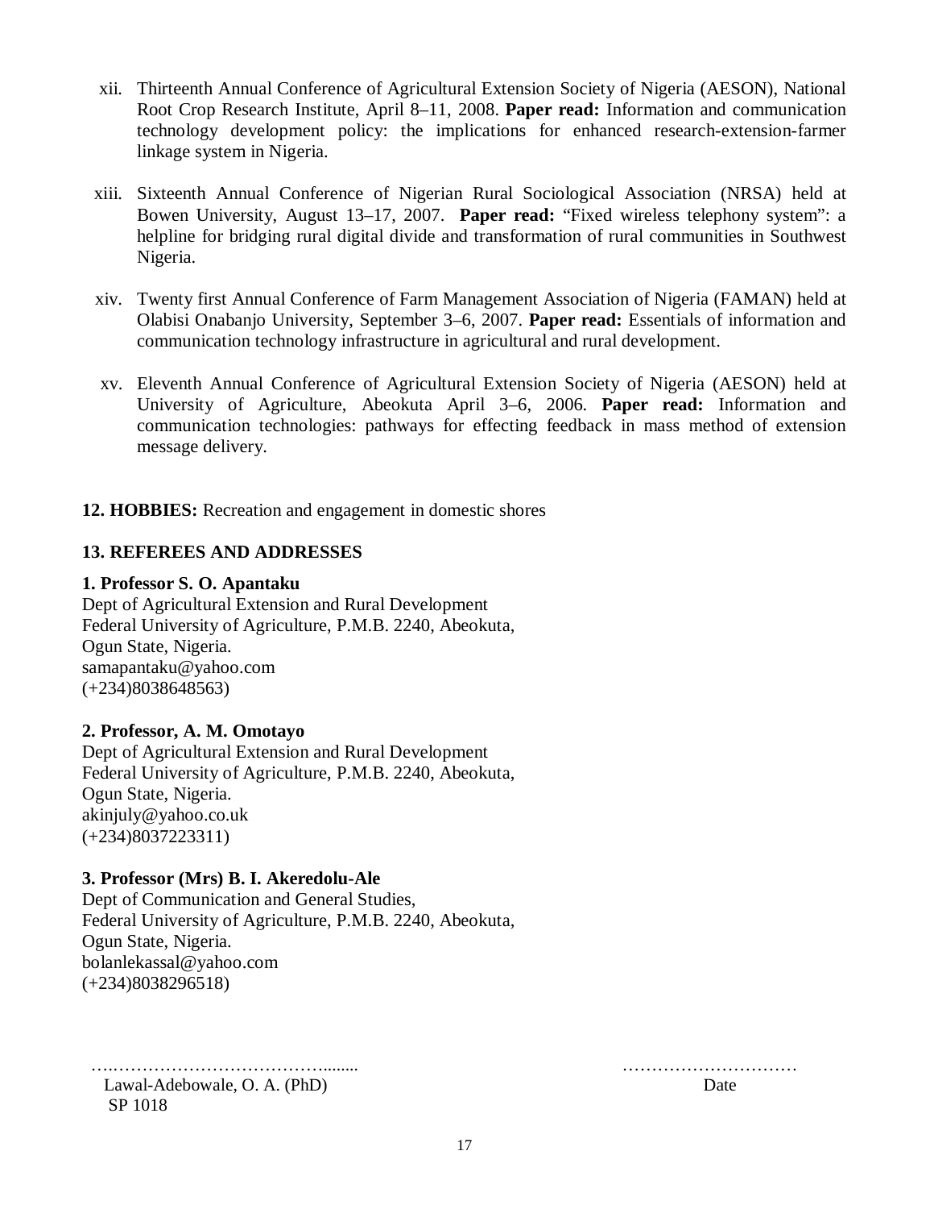xii. Thirteenth Annual Conference of Agricultural Extension Society of Nigeria (AESON), National Root Crop Research Institute, April 8–11, 2008. **Paper read:** Information and communication technology development policy: the implications for enhanced research-extension-farmer linkage system in Nigeria.

xiii. Sixteenth Annual Conference of Nigerian Rural Sociological Association (NRSA) held at Bowen University, August 13–17, 2007. **Paper read:** "Fixed wireless telephony system": a helpline for bridging rural digital divide and transformation of rural communities in Southwest Nigeria.

xiv. Twenty first Annual Conference of Farm Management Association of Nigeria (FAMAN) held at Olabisi Onabanjo University, September 3–6, 2007. **Paper read:** Essentials of information and communication technology infrastructure in agricultural and rural development.

xv. Eleventh Annual Conference of Agricultural Extension Society of Nigeria (AESON) held at University of Agriculture, Abeokuta April 3–6, 2006. **Paper read:** Information and communication technologies: pathways for effecting feedback in mass method of extension message delivery.

**12. HOBBIES:** Recreation and engagement in domestic shores

**13. REFEREES AND ADDRESSES**

**1. Professor S. O. Apantaku**
Dept of Agricultural Extension and Rural Development
Federal University of Agriculture, P.M.B. 2240, Abeokuta,
Ogun State, Nigeria.
samapantaku@yahoo.com
(+234)8038648563)

**2. Professor, A. M. Omotayo**
Dept of Agricultural Extension and Rural Development
Federal University of Agriculture, P.M.B. 2240, Abeokuta,
Ogun State, Nigeria.
akinjuly@yahoo.co.uk
(+234)8037223311)

**3. Professor (Mrs) B. I. Akeredolu-Ale**
Dept of Communication and General Studies,
Federal University of Agriculture, P.M.B. 2240, Abeokuta,
Ogun State, Nigeria.
bolanlekassal@yahoo.com
(+234)8038296518)

…………………………………........ ………………………………
Lawal-Adebowale, O. A. (PhD) Date
SP 1018